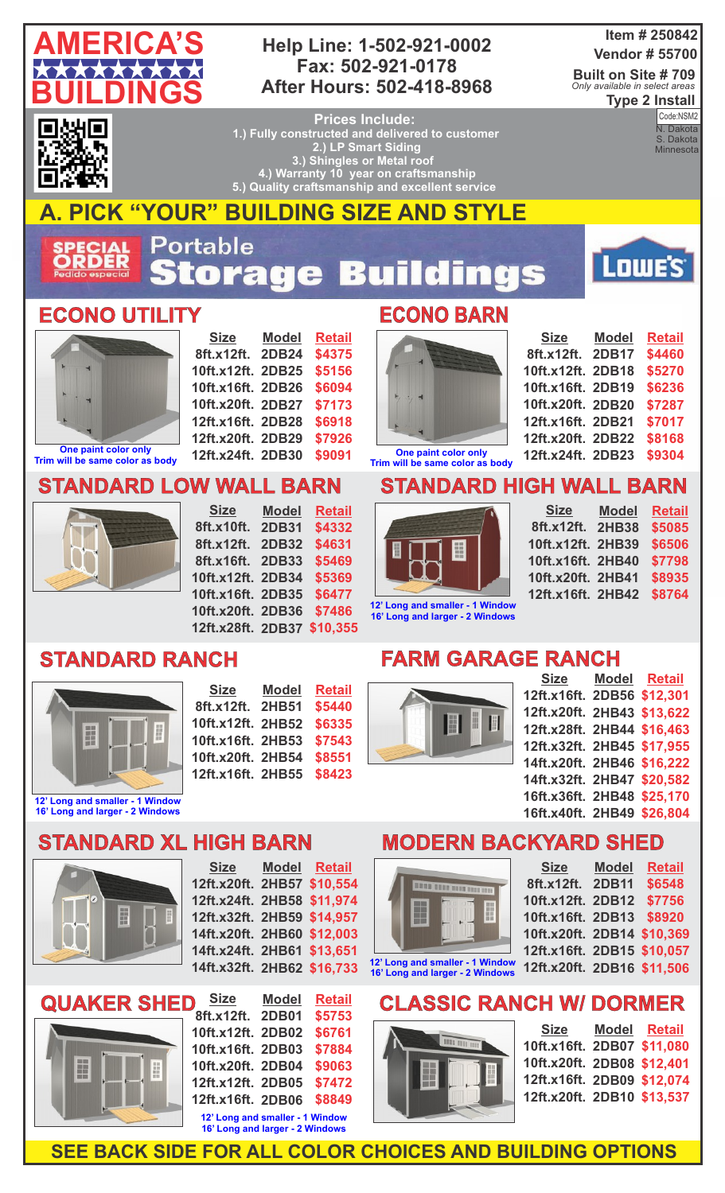# AMERICA'S BUILDINGS

**Help Line: 1-502-921-0002**
**Fax: 502-921-0178**
**After Hours: 502-418-8968**

**Item # 250842**
**Vendor # 55700**
**Built on Site # 709**
*Only available in select areas*
**Type 2 Install**

Code:NSM2
N. Dakota
S. Dakota
Minnesota

**Prices Include:**
1.) Fully constructed and delivered to customer
2.) LP Smart Siding
3.) Shingles or Metal roof
4.) Warranty 10 year on craftsmanship
5.) Quality craftsmanship and excellent service

## A. PICK "YOUR" BUILDING SIZE AND STYLE

SPECIAL ORDER *Pedido especial* — Portable Storage Buildings — LOWE'S

### ECONO UTILITY

| Size | Model | Retail |
|---|---|---|
| 8ft.x12ft. | 2DB24 | $4375 |
| 10ft.x12ft. | 2DB25 | $5156 |
| 10ft.x16ft. | 2DB26 | $6094 |
| 10ft.x20ft. | 2DB27 | $7173 |
| 12ft.x16ft. | 2DB28 | $6918 |
| 12ft.x20ft. | 2DB29 | $7926 |
| 12ft.x24ft. | 2DB30 | $9091 |

One paint color only
Trim will be same color as body

### ECONO BARN

| Size | Model | Retail |
|---|---|---|
| 8ft.x12ft. | 2DB17 | $4460 |
| 10ft.x12ft. | 2DB18 | $5270 |
| 10ft.x16ft. | 2DB19 | $6236 |
| 10ft.x20ft. | 2DB20 | $7287 |
| 12ft.x16ft. | 2DB21 | $7017 |
| 12ft.x20ft. | 2DB22 | $8168 |
| 12ft.x24ft. | 2DB23 | $9304 |

One paint color only
Trim will be same color as body

### STANDARD LOW WALL BARN

| Size | Model | Retail |
|---|---|---|
| 8ft.x10ft. | 2DB31 | $4332 |
| 8ft.x12ft. | 2DB32 | $4631 |
| 8ft.x16ft. | 2DB33 | $5469 |
| 10ft.x12ft. | 2DB34 | $5369 |
| 10ft.x16ft. | 2DB35 | $6477 |
| 10ft.x20ft. | 2DB36 | $7486 |
| 12ft.x28ft. | 2DB37 | $10,355 |

### STANDARD HIGH WALL BARN

| Size | Model | Retail |
|---|---|---|
| 8ft.x12ft. | 2HB38 | $5085 |
| 10ft.x12ft. | 2HB39 | $6506 |
| 10ft.x16ft. | 2HB40 | $7798 |
| 10ft.x20ft. | 2HB41 | $8935 |
| 12ft.x16ft. | 2HB42 | $8764 |

12' Long and smaller - 1 Window
16' Long and larger - 2 Windows

### STANDARD RANCH

| Size | Model | Retail |
|---|---|---|
| 8ft.x12ft. | 2HB51 | $5440 |
| 10ft.x12ft. | 2HB52 | $6335 |
| 10ft.x16ft. | 2HB53 | $7543 |
| 10ft.x20ft. | 2HB54 | $8551 |
| 12ft.x16ft. | 2HB55 | $8423 |

12' Long and smaller - 1 Window
16' Long and larger - 2 Windows

### FARM GARAGE RANCH

| Size | Model | Retail |
|---|---|---|
| 12ft.x16ft. | 2DB56 | $12,301 |
| 12ft.x20ft. | 2HB43 | $13,622 |
| 12ft.x28ft. | 2HB44 | $16,463 |
| 12ft.x32ft. | 2HB45 | $17,955 |
| 14ft.x20ft. | 2HB46 | $16,222 |
| 14ft.x32ft. | 2HB47 | $20,582 |
| 16ft.x36ft. | 2HB48 | $25,170 |
| 16ft.x40ft. | 2HB49 | $26,804 |

### STANDARD XL HIGH BARN

| Size | Model | Retail |
|---|---|---|
| 12ft.x20ft. | 2HB57 | $10,554 |
| 12ft.x24ft. | 2HB58 | $11,974 |
| 12ft.x32ft. | 2HB59 | $14,957 |
| 14ft.x20ft. | 2HB60 | $12,003 |
| 14ft.x24ft. | 2HB61 | $13,651 |
| 14ft.x32ft. | 2HB62 | $16,733 |

### MODERN BACKYARD SHED

| Size | Model | Retail |
|---|---|---|
| 8ft.x12ft. | 2DB11 | $6548 |
| 10ft.x12ft. | 2DB12 | $7756 |
| 10ft.x16ft. | 2DB13 | $8920 |
| 10ft.x20ft. | 2DB14 | $10,369 |
| 12ft.x16ft. | 2DB15 | $10,057 |
| 12ft.x20ft. | 2DB16 | $11,506 |

12' Long and smaller - 1 Window
16' Long and larger - 2 Windows

### QUAKER SHED

| Size | Model | Retail |
|---|---|---|
| 8ft.x12ft. | 2DB01 | $5753 |
| 10ft.x12ft. | 2DB02 | $6761 |
| 10ft.x16ft. | 2DB03 | $7884 |
| 10ft.x20ft. | 2DB04 | $9063 |
| 12ft.x12ft. | 2DB05 | $7472 |
| 12ft.x16ft. | 2DB06 | $8849 |

12' Long and smaller - 1 Window
16' Long and larger - 2 Windows

### CLASSIC RANCH W/ DORMER

| Size | Model | Retail |
|---|---|---|
| 10ft.x16ft. | 2DB07 | $11,080 |
| 10ft.x20ft. | 2DB08 | $12,401 |
| 12ft.x16ft. | 2DB09 | $12,074 |
| 12ft.x20ft. | 2DB10 | $13,537 |

**SEE BACK SIDE FOR ALL COLOR CHOICES AND BUILDING OPTIONS**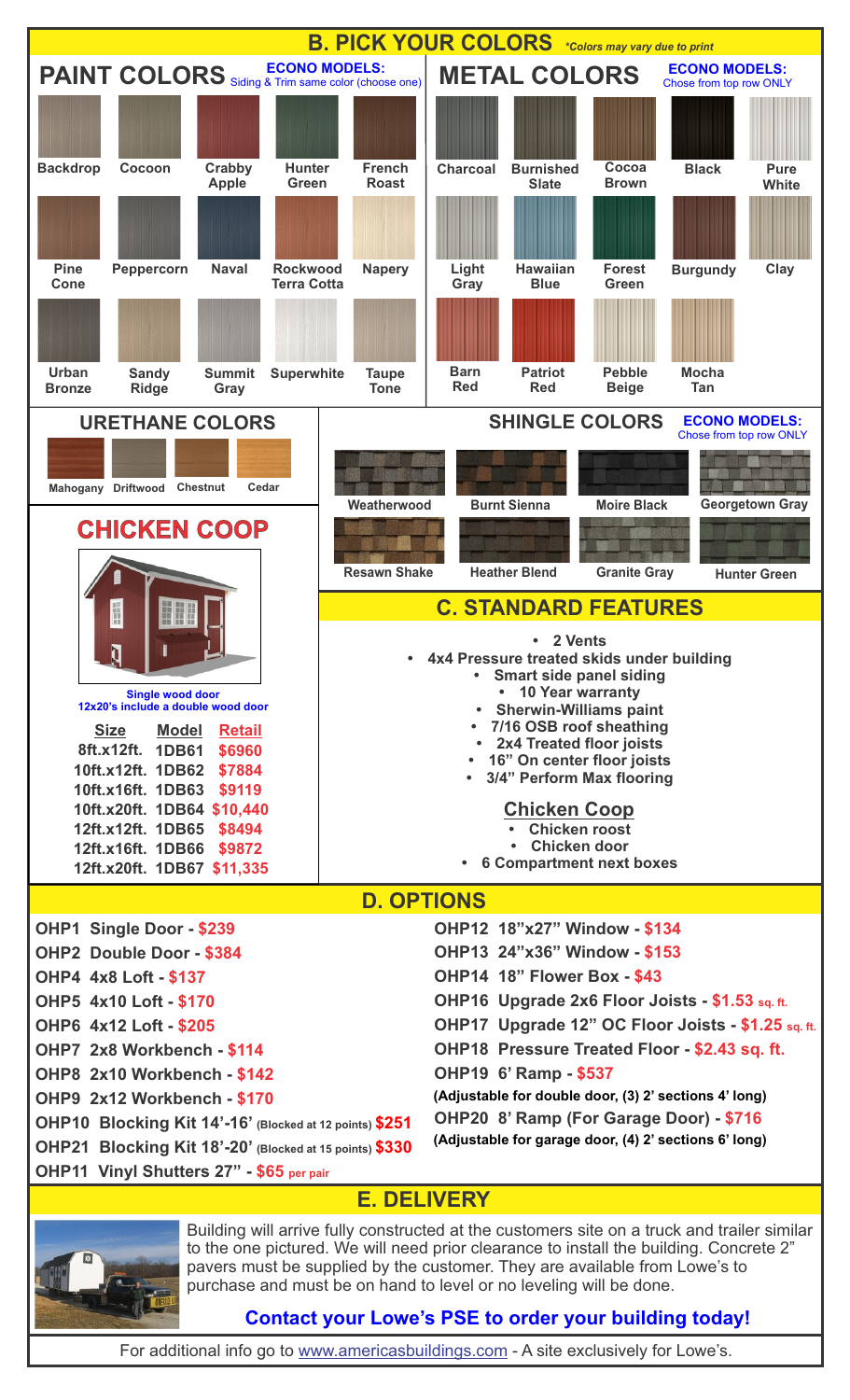## B. PICK YOUR COLORS *\*Colors may vary due to print*

### PAINT COLORS

**ECONO MODELS:** Siding & Trim same color (choose one)

Backdrop, Cocoon, Crabby Apple, Hunter Green, French Roast, Pine Cone, Peppercorn, Naval, Rockwood Terra Cotta, Napery, Urban Bronze, Sandy Ridge, Summit Gray, Superwhite, Taupe Tone

### METAL COLORS

**ECONO MODELS:** Chose from top row ONLY

Charcoal, Burnished Slate, Cocoa Brown, Black, Pure White, Light Gray, Hawaiian Blue, Forest Green, Burgundy, Clay, Barn Red, Patriot Red, Pebble Beige, Mocha Tan

### URETHANE COLORS

Mahogany, Driftwood, Chestnut, Cedar

### SHINGLE COLORS

**ECONO MODELS:** Chose from top row ONLY

Weatherwood, Burnt Sienna, Moire Black, Georgetown Gray, Resawn Shake, Heather Blend, Granite Gray, Hunter Green

## CHICKEN COOP

Single wood door
12x20's include a double wood door

| Size | Model | Retail |
|---|---|---|
| 8ft.x12ft. | 1DB61 | $6960 |
| 10ft.x12ft. | 1DB62 | $7884 |
| 10ft.x16ft. | 1DB63 | $9119 |
| 10ft.x20ft. | 1DB64 | $10,440 |
| 12ft.x12ft. | 1DB65 | $8494 |
| 12ft.x16ft. | 1DB66 | $9872 |
| 12ft.x20ft. | 1DB67 | $11,335 |

## C. STANDARD FEATURES

- 2 Vents
- 4x4 Pressure treated skids under building
- Smart side panel siding
- 10 Year warranty
- Sherwin-Williams paint
- 7/16 OSB roof sheathing
- 2x4 Treated floor joists
- 16" On center floor joists
- 3/4" Perform Max flooring

**Chicken Coop**

- Chicken roost
- Chicken door
- 6 Compartment next boxes

## D. OPTIONS

- **OHP1 Single Door - $239**
- **OHP2 Double Door - $384**
- **OHP4 4x8 Loft - $137**
- **OHP5 4x10 Loft - $170**
- **OHP6 4x12 Loft - $205**
- **OHP7 2x8 Workbench - $114**
- **OHP8 2x10 Workbench - $142**
- **OHP9 2x12 Workbench - $170**
- **OHP10 Blocking Kit 14'-16'** (Blocked at 12 points) **$251**
- **OHP21 Blocking Kit 18'-20'** (Blocked at 15 points) **$330**
- **OHP11 Vinyl Shutters 27" - $65** per pair
- **OHP12 18"x27" Window - $134**
- **OHP13 24"x36" Window - $153**
- **OHP14 18" Flower Box - $43**
- **OHP16 Upgrade 2x6 Floor Joists - $1.53** sq. ft.
- **OHP17 Upgrade 12" OC Floor Joists - $1.25** sq. ft.
- **OHP18 Pressure Treated Floor - $2.43 sq. ft.**
- **OHP19 6' Ramp - $537**
  (Adjustable for double door, (3) 2' sections 4' long)
- **OHP20 8' Ramp (For Garage Door) - $716**
  (Adjustable for garage door, (4) 2' sections 6' long)

## E. DELIVERY

Building will arrive fully constructed at the customers site on a truck and trailer similar to the one pictured. We will need prior clearance to install the building. Concrete 2" pavers must be supplied by the customer. They are available from Lowe's to purchase and must be on hand to level or no leveling will be done.

**Contact your Lowe's PSE to order your building today!**

For additional info go to www.americasbuildings.com - A site exclusively for Lowe's.